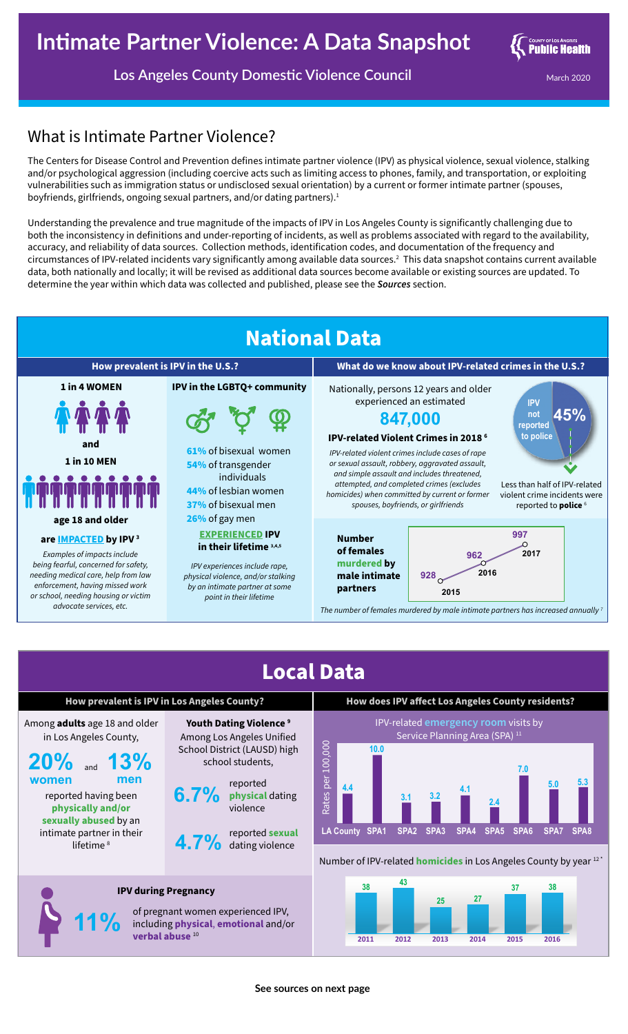# Intimate Partner Violence: A Data Snapshot

**Los Angeles County Domestic Violence Council**

March 2020

## What is Intimate Partner Violence?

The Centers for Disease Control and Prevention defines intimate partner violence (IPV) as physical violence, sexual violence, stalking and/or psychological aggression (including coercive acts such as limiting access to phones, family, and transportation, or exploiting vulnerabilities such as immigration status or undisclosed sexual orientation) by a current or former intimate partner (spouses, boyfriends, girlfriends, ongoing sexual partners, and/or dating partners).[1]

Understanding the prevalence and true magnitude of the impacts of IPV in Los Angeles County is significantly challenging due to both the inconsistency in definitions and under-reporting of incidents, as well as problems associated with regard to the availability, accuracy, and reliability of data sources. Collection methods, identification codes, and documentation of the frequency and circumstances of IPV-related incidents vary significantly among available data sources.[2] This data snapshot contains current available data, both nationally and locally; it will be revised as additional data sources become available or existing sources are updated. To determine the year within which data was collected and published, please see the ***Sources*** section.

## National Data

### How prevalent is IPV in the U.S.?

**1 in 4 WOMEN**

**and**

**1 in 10 MEN**

**age 18 and older**

**are IMPACTED by IPV**[3]

*Examples of impacts include being fearful, concerned for safety, needing medical care, help from law enforcement, having missed work or school, needing housing or victim advocate services, etc.*

**IPV in the LGBTQ+ community**

- **61%** of bisexual women
- **54%** of transgender individuals
- **44%** of lesbian women
- **37%** of bisexual men
- **26%** of gay men

**EXPERIENCED IPV in their lifetime**[3,4,5]

*IPV experiences include rape, physical violence, and/or stalking by an intimate partner at some point in their lifetime*

### What do we know about IPV-related crimes in the U.S.?

Nationally, persons 12 years and older experienced an estimated

**847,000**

**IPV-related Violent Crimes in 2018**[6]

*IPV-related violent crimes include cases of rape or sexual assault, robbery, aggravated assault, and simple assault and includes threatened, attempted, and completed crimes (excludes homicides) when committed by current or former spouses, boyfriends, or girlfriends*

**45%** IPV not reported to police

Less than half of IPV-related violent crime incidents were reported to **police**[6]

**Number of females murdered by male intimate partners**

| Year | Number |
|---|---|
| 2015 | 928 |
| 2016 | 962 |
| 2017 | 997 |

*The number of females murdered by male intimate partners has increased annually*[7]

## Local Data

### How prevalent is IPV in Los Angeles County?

Among **adults** age 18 and older in Los Angeles County,

**20%** women and **13%** men

reported having been **physically and/or sexually abused** by an intimate partner in their lifetime[8]

**Youth Dating Violence**[9]

Among Los Angeles Unified School District (LAUSD) high school students,

- **6.7%** reported **physical** dating violence
- **4.7%** reported **sexual** dating violence

**IPV during Pregnancy**

**11%** of pregnant women experienced IPV, including **physical**, **emotional** and/or **verbal abuse**[10]

### How does IPV affect Los Angeles County residents?

IPV-related **emergency room** visits by Service Planning Area (SPA)[11]

| Area | Rates per 100,000 |
|---|---|
| LA County | 4.4 |
| SPA1 | 10.0 |
| SPA2 | 3.1 |
| SPA3 | 3.2 |
| SPA4 | 4.1 |
| SPA5 | 2.4 |
| SPA6 | 7.0 |
| SPA7 | 5.0 |
| SPA8 | 5.3 |

Number of IPV-related **homicides** in Los Angeles County by year[12*]

| Year | Number |
|---|---|
| 2011 | 38 |
| 2012 | 43 |
| 2013 | 25 |
| 2014 | 27 |
| 2015 | 37 |
| 2016 | 38 |

**See sources on next page**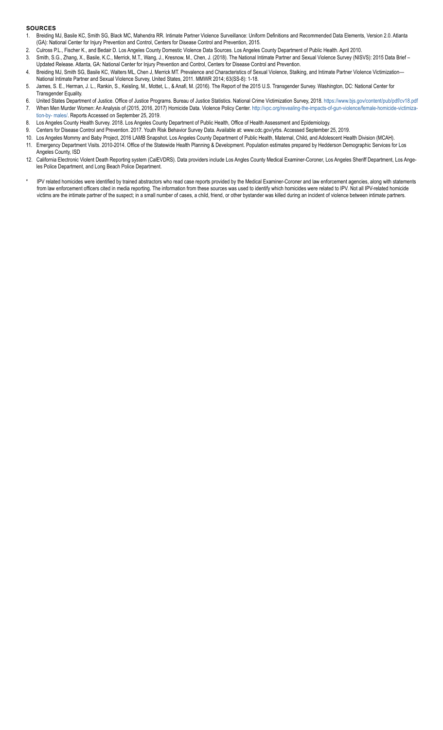## SOURCES

1. Breiding MJ, Basile KC, Smith SG, Black MC, Mahendra RR. Intimate Partner Violence Surveillance: Uniform Definitions and Recommended Data Elements, Version 2.0. Atlanta (GA): National Center for Injury Prevention and Control, Centers for Disease Control and Prevention, 2015.
2. Culross P.L., Fischer K., and Bedair D. Los Angeles County Domestic Violence Data Sources. Los Angeles County Department of Public Health. April 2010.
3. Smith, S.G., Zhang, X., Basile, K.C., Merrick, M.T., Wang, J., Kresnow, M., Chen, J. (2018). The National Intimate Partner and Sexual Violence Survey (NISVS): 2015 Data Brief – Updated Release. Atlanta, GA: National Center for Injury Prevention and Control, Centers for Disease Control and Prevention.
4. Breiding MJ, Smith SG, Basile KC, Walters ML, Chen J, Merrick MT. Prevalence and Characteristics of Sexual Violence, Stalking, and Intimate Partner Violence Victimization—National Intimate Partner and Sexual Violence Survey, United States, 2011. MMWR 2014; 63(SS-8): 1-18.
5. James, S. E., Herman, J. L., Rankin, S., Keisling, M., Mottet, L., & Anafi, M. (2016). The Report of the 2015 U.S. Transgender Survey. Washington, DC: National Center for Transgender Equality.
6. United States Department of Justice. Office of Justice Programs. Bureau of Justice Statistics. National Crime Victimization Survey, 2018. https://www.bjs.gov/content/pub/pdf/cv18.pdf
7. When Men Murder Women: An Analysis of (2015, 2016, 2017) Homicide Data. Violence Policy Center. http://vpc.org/revealing-the-impacts-of-gun-violence/female-homicide-victimization-by- males/. Reports Accessed on September 25, 2019.
8. Los Angeles County Health Survey. 2018. Los Angeles County Department of Public Health, Office of Health Assessment and Epidemiology.
9. Centers for Disease Control and Prevention. 2017. Youth Risk Behavior Survey Data. Available at: www.cdc.gov/yrbs. Accessed September 25, 2019.
10. Los Angeles Mommy and Baby Project, 2016 LAMB Snapshot. Los Angeles County Department of Public Health, Maternal, Child, and Adolescent Health Division (MCAH).
11. Emergency Department Visits. 2010-2014. Office of the Statewide Health Planning & Development. Population estimates prepared by Hedderson Demographic Services for Los Angeles County, ISD
12. California Electronic Violent Death Reporting system (CalEVDRS). Data providers include Los Angles County Medical Examiner-Coroner, Los Angeles Sheriff Department, Los Angeles Police Department, and Long Beach Police Department.

\* IPV related homicides were identified by trained abstractors who read case reports provided by the Medical Examiner-Coroner and law enforcement agencies, along with statements from law enforcement officers cited in media reporting. The information from these sources was used to identify which homicides were related to IPV. Not all IPV-related homicide victims are the intimate partner of the suspect; in a small number of cases, a child, friend, or other bystander was killed during an incident of violence between intimate partners.